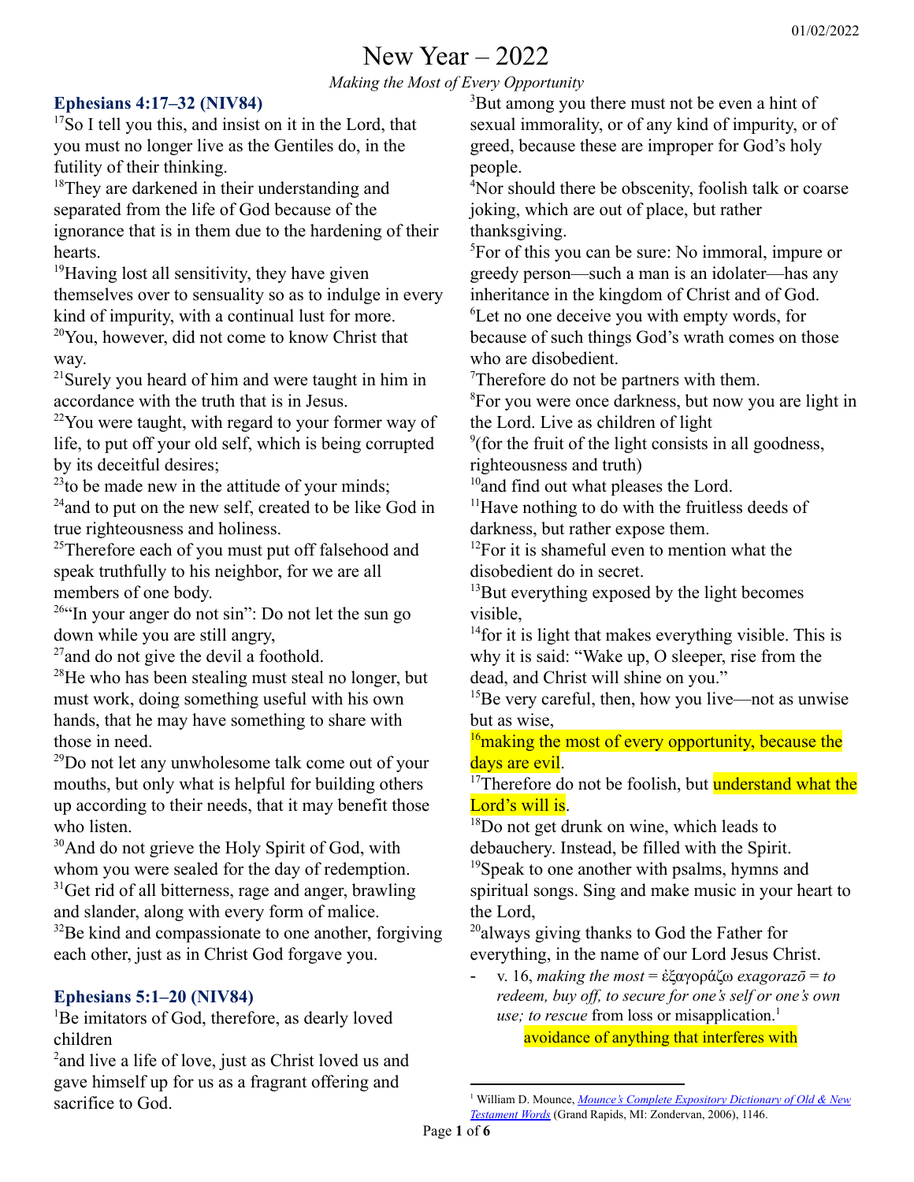# New Year – 2022

*Making the Most of Every Opportunity*

### Ephesians 4:17–32 (NIV84)

[17]So I tell you this, and insist on it in the Lord, that you must no longer live as the Gentiles do, in the futility of their thinking.

[18]They are darkened in their understanding and separated from the life of God because of the ignorance that is in them due to the hardening of their hearts.

[19]Having lost all sensitivity, they have given themselves over to sensuality so as to indulge in every kind of impurity, with a continual lust for more.

[20]You, however, did not come to know Christ that way.

[21]Surely you heard of him and were taught in him in accordance with the truth that is in Jesus.

[22]You were taught, with regard to your former way of life, to put off your old self, which is being corrupted by its deceitful desires;

[23]to be made new in the attitude of your minds;

[24]and to put on the new self, created to be like God in true righteousness and holiness.

[25]Therefore each of you must put off falsehood and speak truthfully to his neighbor, for we are all members of one body.

[26]"In your anger do not sin": Do not let the sun go down while you are still angry,

[27]and do not give the devil a foothold.

[28]He who has been stealing must steal no longer, but must work, doing something useful with his own hands, that he may have something to share with those in need.

[29]Do not let any unwholesome talk come out of your mouths, but only what is helpful for building others up according to their needs, that it may benefit those who listen.

[30]And do not grieve the Holy Spirit of God, with whom you were sealed for the day of redemption.

[31]Get rid of all bitterness, rage and anger, brawling and slander, along with every form of malice.

[32]Be kind and compassionate to one another, forgiving each other, just as in Christ God forgave you.

### Ephesians 5:1–20 (NIV84)

[1]Be imitators of God, therefore, as dearly loved children

[2]and live a life of love, just as Christ loved us and gave himself up for us as a fragrant offering and sacrifice to God.

[3]But among you there must not be even a hint of sexual immorality, or of any kind of impurity, or of greed, because these are improper for God's holy people.

[4]Nor should there be obscenity, foolish talk or coarse joking, which are out of place, but rather thanksgiving.

[5]For of this you can be sure: No immoral, impure or greedy person—such a man is an idolater—has any inheritance in the kingdom of Christ and of God.

[6]Let no one deceive you with empty words, for because of such things God's wrath comes on those who are disobedient.

[7]Therefore do not be partners with them.

[8]For you were once darkness, but now you are light in the Lord. Live as children of light

[9](for the fruit of the light consists in all goodness, righteousness and truth)

[10]and find out what pleases the Lord.

[11]Have nothing to do with the fruitless deeds of darkness, but rather expose them.

[12]For it is shameful even to mention what the disobedient do in secret.

[13]But everything exposed by the light becomes visible,

[14]for it is light that makes everything visible. This is why it is said: "Wake up, O sleeper, rise from the dead, and Christ will shine on you."

[15]Be very careful, then, how you live—not as unwise but as wise,

[16]making the most of every opportunity, because the days are evil.

[17]Therefore do not be foolish, but understand what the Lord's will is.

[18]Do not get drunk on wine, which leads to debauchery. Instead, be filled with the Spirit.

[19]Speak to one another with psalms, hymns and spiritual songs. Sing and make music in your heart to the Lord,

[20]always giving thanks to God the Father for everything, in the name of our Lord Jesus Christ.

- v. 16, *making the most* = ἐξαγοράζω *exagorazō* = *to redeem, buy off, to secure for one's self or one's own use; to rescue* from loss or misapplication.[1]
  - avoidance of anything that interferes with

[1] William D. Mounce, *Mounce's Complete Expository Dictionary of Old & New Testament Words* (Grand Rapids, MI: Zondervan, 2006), 1146.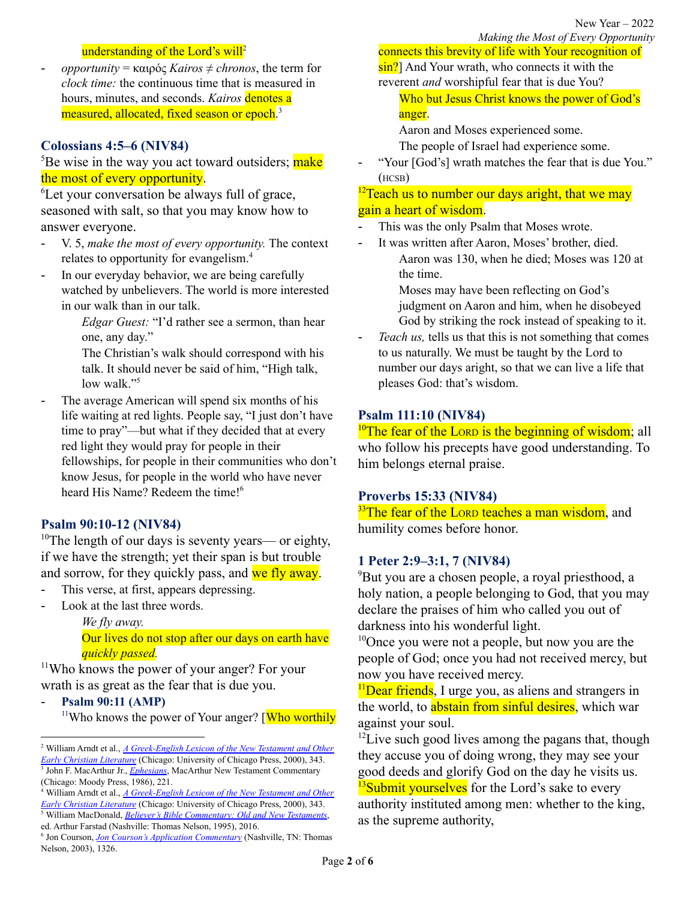understanding of the Lord's will[2]

- *opportunity* = καιρός *Kairos* ≠ *chronos*, the term for *clock time:* the continuous time that is measured in hours, minutes, and seconds. *Kairos* denotes a measured, allocated, fixed season or epoch.[3]

### Colossians 4:5–6 (NIV84)

[5]Be wise in the way you act toward outsiders; make the most of every opportunity.

[6]Let your conversation be always full of grace, seasoned with salt, so that you may know how to answer everyone.

- V. 5, *make the most of every opportunity.* The context relates to opportunity for evangelism.[4]
- In our everyday behavior, we are being carefully watched by unbelievers. The world is more interested in our walk than in our talk.

  *Edgar Guest:* "I'd rather see a sermon, than hear one, any day."

  The Christian's walk should correspond with his talk. It should never be said of him, "High talk, low walk."[5]

- The average American will spend six months of his life waiting at red lights. People say, "I just don't have time to pray"—but what if they decided that at every red light they would pray for people in their fellowships, for people in their communities who don't know Jesus, for people in the world who have never heard His Name? Redeem the time![6]

### Psalm 90:10-12 (NIV84)

[10]The length of our days is seventy years— or eighty, if we have the strength; yet their span is but trouble and sorrow, for they quickly pass, and we fly away.

- This verse, at first, appears depressing.
- Look at the last three words.

  *We fly away.*

  Our lives do not stop after our days on earth have *quickly passed*.

[11]Who knows the power of your anger? For your wrath is as great as the fear that is due you.

- **Psalm 90:11 (AMP)**

  [11]Who knows the power of Your anger? [Who worthily connects this brevity of life with Your recognition of sin?] And Your wrath, who connects it with the reverent *and* worshipful fear that is due You?

  Who but Jesus Christ knows the power of God's anger.

  Aaron and Moses experienced some.

  The people of Israel had experience some.

- "Your [God's] wrath matches the fear that is due You." (HCSB)

[12]Teach us to number our days aright, that we may gain a heart of wisdom.

- This was the only Psalm that Moses wrote.
- It was written after Aaron, Moses' brother, died.

  Aaron was 130, when he died; Moses was 120 at the time.

  Moses may have been reflecting on God's judgment on Aaron and him, when he disobeyed God by striking the rock instead of speaking to it.

- *Teach us,* tells us that this is not something that comes to us naturally. We must be taught by the Lord to number our days aright, so that we can live a life that pleases God: that's wisdom.

### Psalm 111:10 (NIV84)

[10]The fear of the LORD is the beginning of wisdom; all who follow his precepts have good understanding. To him belongs eternal praise.

### Proverbs 15:33 (NIV84)

[33]The fear of the LORD teaches a man wisdom, and humility comes before honor.

### 1 Peter 2:9–3:1, 7 (NIV84)

[9]But you are a chosen people, a royal priesthood, a holy nation, a people belonging to God, that you may declare the praises of him who called you out of darkness into his wonderful light.

[10]Once you were not a people, but now you are the people of God; once you had not received mercy, but now you have received mercy.

[11]Dear friends, I urge you, as aliens and strangers in the world, to abstain from sinful desires, which war against your soul.

[12]Live such good lives among the pagans that, though they accuse you of doing wrong, they may see your good deeds and glorify God on the day he visits us.

[13]Submit yourselves for the Lord's sake to every authority instituted among men: whether to the king, as the supreme authority,

---

[2] William Arndt et al., *A Greek-English Lexicon of the New Testament and Other Early Christian Literature* (Chicago: University of Chicago Press, 2000), 343.

[3] John F. MacArthur Jr., *Ephesians*, MacArthur New Testament Commentary (Chicago: Moody Press, 1986), 221.

[4] William Arndt et al., *A Greek-English Lexicon of the New Testament and Other Early Christian Literature* (Chicago: University of Chicago Press, 2000), 343.

[5] William MacDonald, *Believer's Bible Commentary: Old and New Testaments*, ed. Arthur Farstad (Nashville: Thomas Nelson, 1995), 2016.

[6] Jon Courson, *Jon Courson's Application Commentary* (Nashville, TN: Thomas Nelson, 2003), 1326.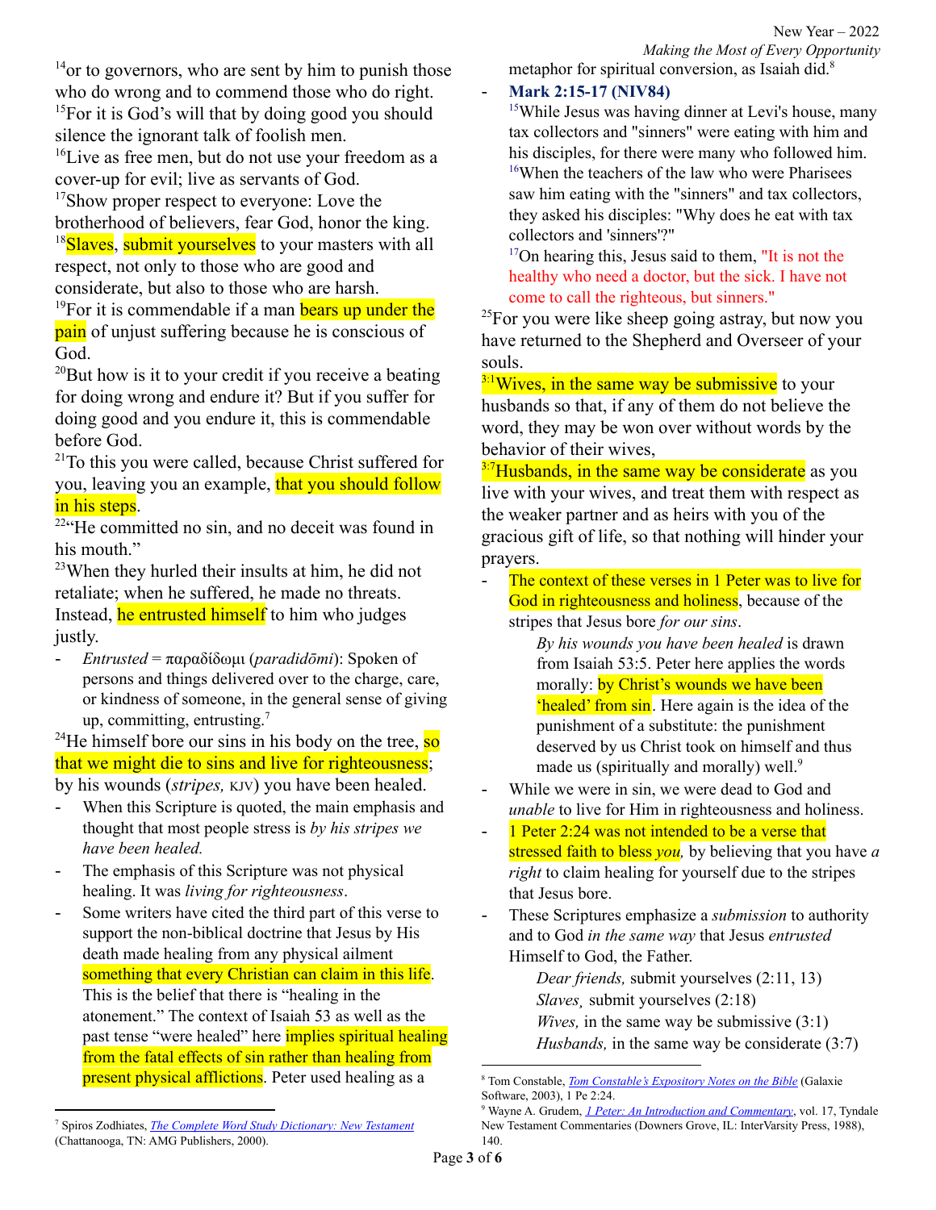[14]or to governors, who are sent by him to punish those who do wrong and to commend those who do right. [15]For it is God's will that by doing good you should silence the ignorant talk of foolish men.
[16]Live as free men, but do not use your freedom as a cover-up for evil; live as servants of God.
[17]Show proper respect to everyone: Love the brotherhood of believers, fear God, honor the king.
[18]Slaves, submit yourselves to your masters with all respect, not only to those who are good and considerate, but also to those who are harsh.
[19]For it is commendable if a man bears up under the pain of unjust suffering because he is conscious of God.
[20]But how is it to your credit if you receive a beating for doing wrong and endure it? But if you suffer for doing good and you endure it, this is commendable before God.
[21]To this you were called, because Christ suffered for you, leaving you an example, that you should follow in his steps.
[22]"He committed no sin, and no deceit was found in his mouth."
[23]When they hurled their insults at him, he did not retaliate; when he suffered, he made no threats. Instead, he entrusted himself to him who judges justly.

- *Entrusted* = παραδίδωμι (*paradidōmi*): Spoken of persons and things delivered over to the charge, care, or kindness of someone, in the general sense of giving up, committing, entrusting.[7]

[24]He himself bore our sins in his body on the tree, so that we might die to sins and live for righteousness; by his wounds (*stripes,* KJV) you have been healed.

- When this Scripture is quoted, the main emphasis and thought that most people stress is *by his stripes we have been healed.*
- The emphasis of this Scripture was not physical healing. It was *living for righteousness*.
- Some writers have cited the third part of this verse to support the non-biblical doctrine that Jesus by His death made healing from any physical ailment something that every Christian can claim in this life. This is the belief that there is "healing in the atonement." The context of Isaiah 53 as well as the past tense "were healed" here implies spiritual healing from the fatal effects of sin rather than healing from present physical afflictions. Peter used healing as a metaphor for spiritual conversion, as Isaiah did.[8]
- **Mark 2:15-17 (NIV84)**
  [15]While Jesus was having dinner at Levi's house, many tax collectors and "sinners" were eating with him and his disciples, for there were many who followed him. [16]When the teachers of the law who were Pharisees saw him eating with the "sinners" and tax collectors, they asked his disciples: "Why does he eat with tax collectors and 'sinners'?"
  [17]On hearing this, Jesus said to them, "It is not the healthy who need a doctor, but the sick. I have not come to call the righteous, but sinners."

[25]For you were like sheep going astray, but now you have returned to the Shepherd and Overseer of your souls.
[3:1]Wives, in the same way be submissive to your husbands so that, if any of them do not believe the word, they may be won over without words by the behavior of their wives,
[3:7]Husbands, in the same way be considerate as you live with your wives, and treat them with respect as the weaker partner and as heirs with you of the gracious gift of life, so that nothing will hinder your prayers.

- The context of these verses in 1 Peter was to live for God in righteousness and holiness, because of the stripes that Jesus bore *for our sins*.

  > *By his wounds you have been healed* is drawn from Isaiah 53:5. Peter here applies the words morally: by Christ's wounds we have been 'healed' from sin. Here again is the idea of the punishment of a substitute: the punishment deserved by us Christ took on himself and thus made us (spiritually and morally) well.[9]

- While we were in sin, we were dead to God and *unable* to live for Him in righteousness and holiness.
- 1 Peter 2:24 was not intended to be a verse that stressed faith to bless *you,* by believing that you have *a right* to claim healing for yourself due to the stripes that Jesus bore.
- These Scriptures emphasize a *submission* to authority and to God *in the same way* that Jesus *entrusted* Himself to God, the Father.

  *Dear friends,* submit yourselves (2:11, 13)
  *Slaves,* submit yourselves (2:18)
  *Wives,* in the same way be submissive (3:1)
  *Husbands,* in the same way be considerate (3:7)

---

[7] Spiros Zodhiates, *The Complete Word Study Dictionary: New Testament* (Chattanooga, TN: AMG Publishers, 2000).

[8] Tom Constable, *Tom Constable's Expository Notes on the Bible* (Galaxie Software, 2003), 1 Pe 2:24.

[9] Wayne A. Grudem, *1 Peter: An Introduction and Commentary*, vol. 17, Tyndale New Testament Commentaries (Downers Grove, IL: InterVarsity Press, 1988), 140.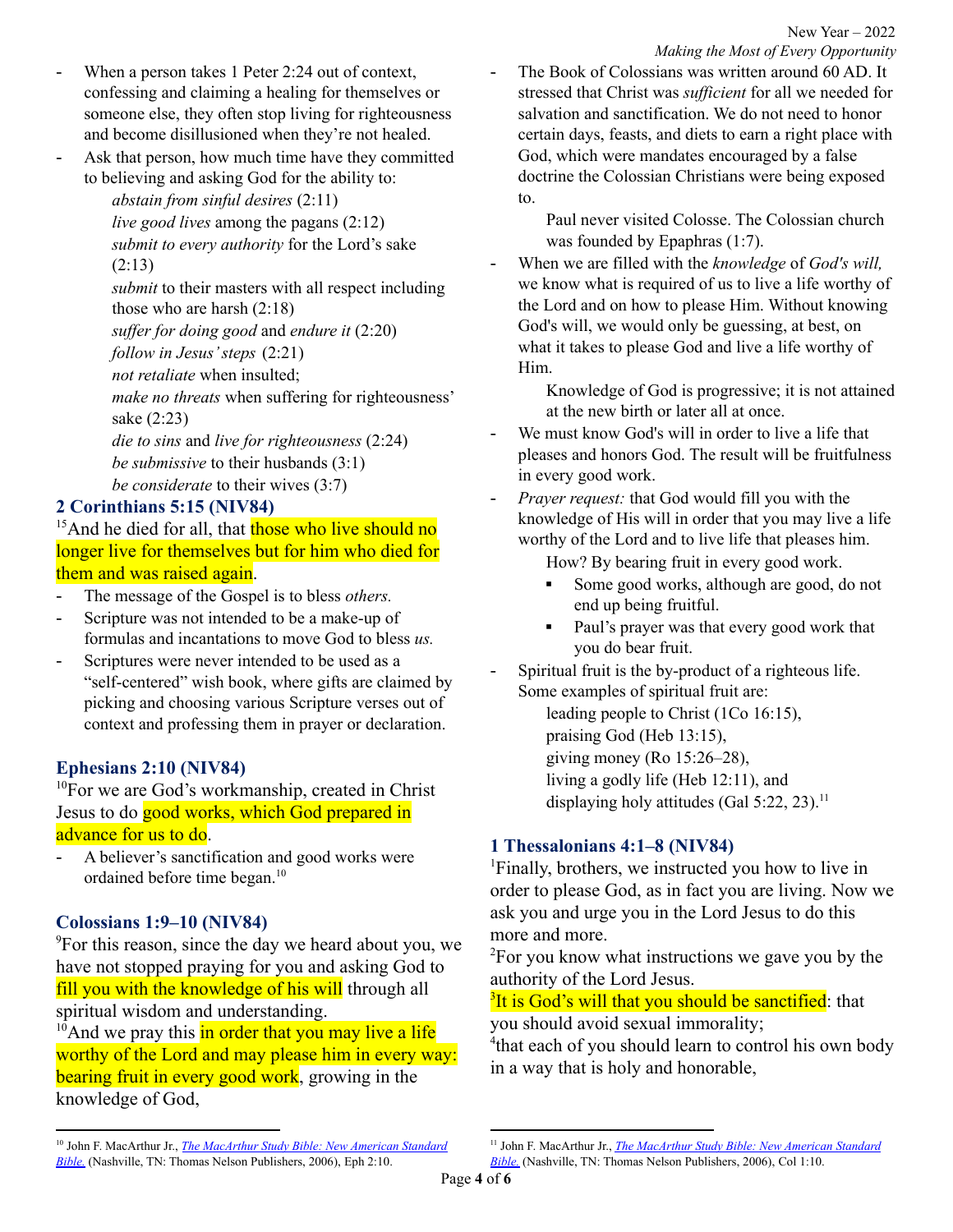- When a person takes 1 Peter 2:24 out of context, confessing and claiming a healing for themselves or someone else, they often stop living for righteousness and become disillusioned when they're not healed.
- Ask that person, how much time have they committed to believing and asking God for the ability to:

  *abstain from sinful desires* (2:11)
  *live good lives* among the pagans (2:12)
  *submit to every authority* for the Lord's sake (2:13)
  *submit* to their masters with all respect including those who are harsh (2:18)
  *suffer for doing good* and *endure it* (2:20)
  *follow in Jesus' steps* (2:21)
  *not retaliate* when insulted;
  *make no threats* when suffering for righteousness' sake (2:23)
  *die to sins* and *live for righteousness* (2:24)
  *be submissive* to their husbands (3:1)
  *be considerate* to their wives (3:7)

### 2 Corinthians 5:15 (NIV84)

[15]And he died for all, that those who live should no longer live for themselves but for him who died for them and was raised again.

- The message of the Gospel is to bless *others.*
- Scripture was not intended to be a make-up of formulas and incantations to move God to bless *us.*
- Scriptures were never intended to be used as a "self-centered" wish book, where gifts are claimed by picking and choosing various Scripture verses out of context and professing them in prayer or declaration.

### Ephesians 2:10 (NIV84)

[10]For we are God's workmanship, created in Christ Jesus to do good works, which God prepared in advance for us to do.

- A believer's sanctification and good works were ordained before time began.[10]

### Colossians 1:9–10 (NIV84)

[9]For this reason, since the day we heard about you, we have not stopped praying for you and asking God to fill you with the knowledge of his will through all spiritual wisdom and understanding.
[10]And we pray this in order that you may live a life worthy of the Lord and may please him in every way: bearing fruit in every good work, growing in the knowledge of God,

- The Book of Colossians was written around 60 AD. It stressed that Christ was *sufficient* for all we needed for salvation and sanctification. We do not need to honor certain days, feasts, and diets to earn a right place with God, which were mandates encouraged by a false doctrine the Colossian Christians were being exposed to.

  Paul never visited Colosse. The Colossian church was founded by Epaphras (1:7).

- When we are filled with the *knowledge* of *God's will,* we know what is required of us to live a life worthy of the Lord and on how to please Him. Without knowing God's will, we would only be guessing, at best, on what it takes to please God and live a life worthy of Him.

  Knowledge of God is progressive; it is not attained at the new birth or later all at once.

- We must know God's will in order to live a life that pleases and honors God. The result will be fruitfulness in every good work.
- *Prayer request:* that God would fill you with the knowledge of His will in order that you may live a life worthy of the Lord and to live life that pleases him.

  How? By bearing fruit in every good work.
  - Some good works, although are good, do not end up being fruitful.
  - Paul's prayer was that every good work that you do bear fruit.

- Spiritual fruit is the by-product of a righteous life. Some examples of spiritual fruit are:

  leading people to Christ (1Co 16:15),
  praising God (Heb 13:15),
  giving money (Ro 15:26–28),
  living a godly life (Heb 12:11), and
  displaying holy attitudes (Gal 5:22, 23).[11]

### 1 Thessalonians 4:1–8 (NIV84)

[1]Finally, brothers, we instructed you how to live in order to please God, as in fact you are living. Now we ask you and urge you in the Lord Jesus to do this more and more.
[2]For you know what instructions we gave you by the authority of the Lord Jesus.
[3]It is God's will that you should be sanctified: that you should avoid sexual immorality;
[4]that each of you should learn to control his own body in a way that is holy and honorable,

---

[10] John F. MacArthur Jr., *The MacArthur Study Bible: New American Standard Bible.* (Nashville, TN: Thomas Nelson Publishers, 2006), Eph 2:10.

[11] John F. MacArthur Jr., *The MacArthur Study Bible: New American Standard Bible.* (Nashville, TN: Thomas Nelson Publishers, 2006), Col 1:10.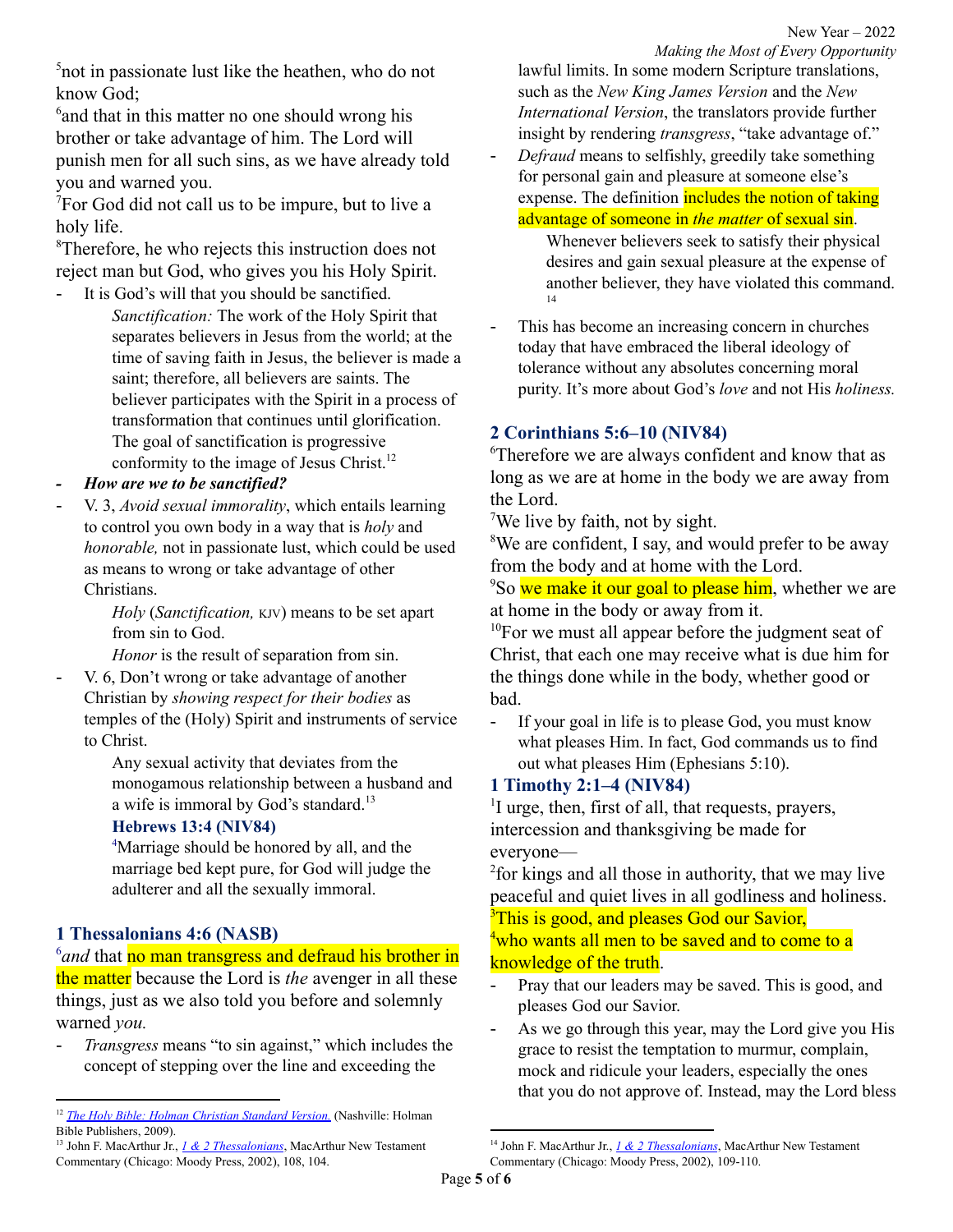[5]not in passionate lust like the heathen, who do not know God;

[6]and that in this matter no one should wrong his brother or take advantage of him. The Lord will punish men for all such sins, as we have already told you and warned you.

[7]For God did not call us to be impure, but to live a holy life.

[8]Therefore, he who rejects this instruction does not reject man but God, who gives you his Holy Spirit.

- It is God's will that you should be sanctified.

  *Sanctification:* The work of the Holy Spirit that separates believers in Jesus from the world; at the time of saving faith in Jesus, the believer is made a saint; therefore, all believers are saints. The believer participates with the Spirit in a process of transformation that continues until glorification. The goal of sanctification is progressive conformity to the image of Jesus Christ.[12]

- ***How are we to be sanctified?***
- V. 3, *Avoid sexual immorality*, which entails learning to control you own body in a way that is *holy* and *honorable,* not in passionate lust, which could be used as means to wrong or take advantage of other Christians.

  *Holy* (*Sanctification,* KJV) means to be set apart from sin to God.

  *Honor* is the result of separation from sin.

- V. 6, Don't wrong or take advantage of another Christian by *showing respect for their bodies* as temples of the (Holy) Spirit and instruments of service to Christ.

  Any sexual activity that deviates from the monogamous relationship between a husband and a wife is immoral by God's standard.[13]

  **Hebrews 13:4 (NIV84)**

  [4]Marriage should be honored by all, and the marriage bed kept pure, for God will judge the adulterer and all the sexually immoral.

### 1 Thessalonians 4:6 (NASB)

[6]*and* that no man transgress and defraud his brother in the matter because the Lord is *the* avenger in all these things, just as we also told you before and solemnly warned *you.*

- *Transgress* means "to sin against," which includes the concept of stepping over the line and exceeding the lawful limits. In some modern Scripture translations, such as the *New King James Version* and the *New International Version*, the translators provide further insight by rendering *transgress*, "take advantage of."
- *Defraud* means to selfishly, greedily take something for personal gain and pleasure at someone else's expense. The definition includes the notion of taking advantage of someone in *the matter* of sexual sin.

  Whenever believers seek to satisfy their physical desires and gain sexual pleasure at the expense of another believer, they have violated this command.[14]

- This has become an increasing concern in churches today that have embraced the liberal ideology of tolerance without any absolutes concerning moral purity. It's more about God's *love* and not His *holiness.*

### 2 Corinthians 5:6–10 (NIV84)

[6]Therefore we are always confident and know that as long as we are at home in the body we are away from the Lord.

[7]We live by faith, not by sight.

[8]We are confident, I say, and would prefer to be away from the body and at home with the Lord.

[9]So we make it our goal to please him, whether we are at home in the body or away from it.

[10]For we must all appear before the judgment seat of Christ, that each one may receive what is due him for the things done while in the body, whether good or bad.

- If your goal in life is to please God, you must know what pleases Him. In fact, God commands us to find out what pleases Him (Ephesians 5:10).

### 1 Timothy 2:1–4 (NIV84)

[1]I urge, then, first of all, that requests, prayers, intercession and thanksgiving be made for everyone—

[2]for kings and all those in authority, that we may live peaceful and quiet lives in all godliness and holiness.

[3]This is good, and pleases God our Savior,

[4]who wants all men to be saved and to come to a knowledge of the truth.

- Pray that our leaders may be saved. This is good, and pleases God our Savior.
- As we go through this year, may the Lord give you His grace to resist the temptation to murmur, complain, mock and ridicule your leaders, especially the ones that you do not approve of. Instead, may the Lord bless

---

[12] *The Holy Bible: Holman Christian Standard Version.* (Nashville: Holman Bible Publishers, 2009).

[13] John F. MacArthur Jr., *1 & 2 Thessalonians*, MacArthur New Testament Commentary (Chicago: Moody Press, 2002), 108, 104.

[14] John F. MacArthur Jr., *1 & 2 Thessalonians*, MacArthur New Testament Commentary (Chicago: Moody Press, 2002), 109-110.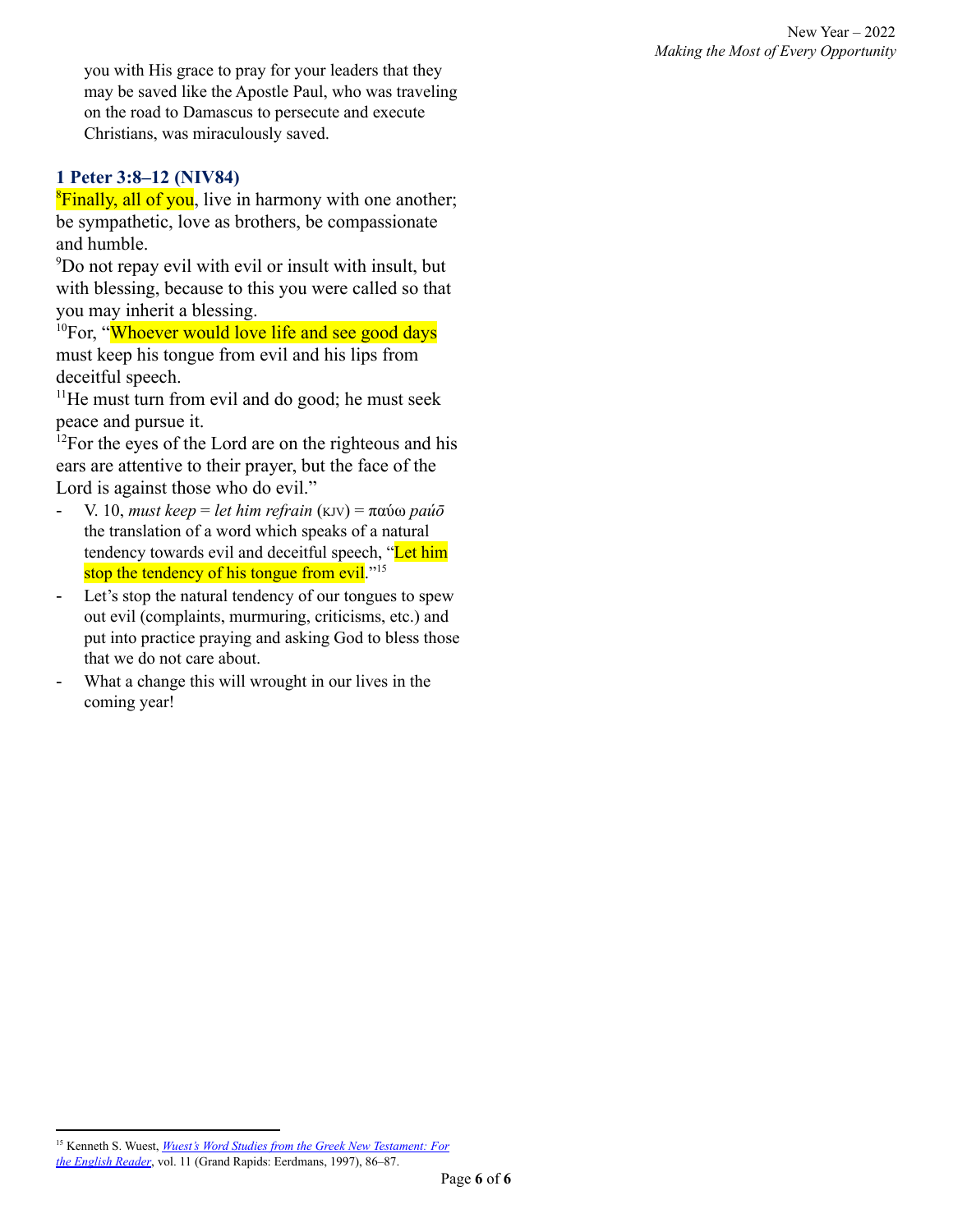you with His grace to pray for your leaders that they may be saved like the Apostle Paul, who was traveling on the road to Damascus to persecute and execute Christians, was miraculously saved.

### 1 Peter 3:8–12 (NIV84)

[8]Finally, all of you, live in harmony with one another; be sympathetic, love as brothers, be compassionate and humble.
[9]Do not repay evil with evil or insult with insult, but with blessing, because to this you were called so that you may inherit a blessing.
[10]For, "Whoever would love life and see good days must keep his tongue from evil and his lips from deceitful speech.
[11]He must turn from evil and do good; he must seek peace and pursue it.
[12]For the eyes of the Lord are on the righteous and his ears are attentive to their prayer, but the face of the Lord is against those who do evil."

- V. 10, *must keep* = *let him refrain* (KJV) = παύω *paúō* the translation of a word which speaks of a natural tendency towards evil and deceitful speech, "Let him stop the tendency of his tongue from evil."[15]
- Let's stop the natural tendency of our tongues to spew out evil (complaints, murmuring, criticisms, etc.) and put into practice praying and asking God to bless those that we do not care about.
- What a change this will wrought in our lives in the coming year!

---

[15] Kenneth S. Wuest, *Wuest's Word Studies from the Greek New Testament: For the English Reader*, vol. 11 (Grand Rapids: Eerdmans, 1997), 86–87.